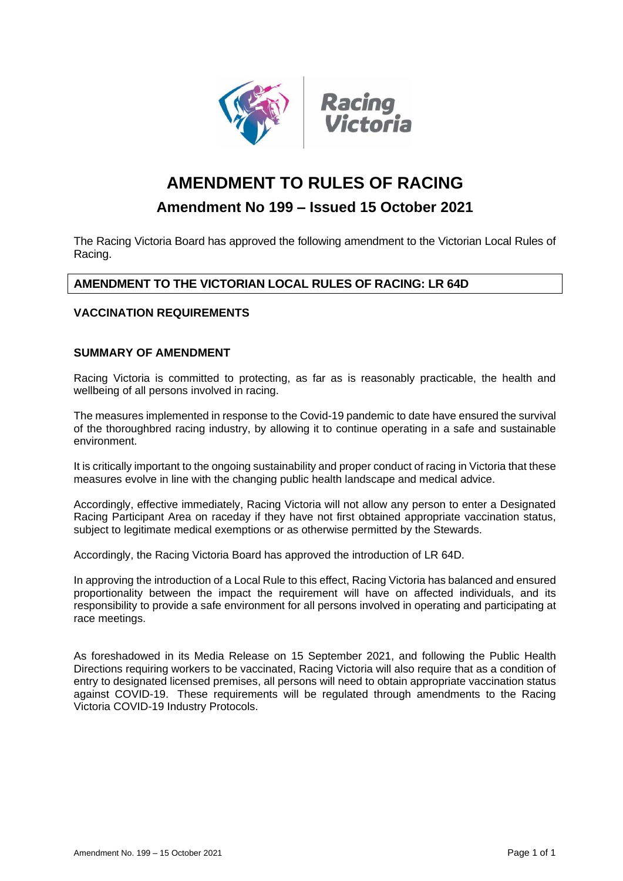# AMENDMENT TO RULES OF RACING

## Amendment No 199 – Issued 15 October 2021

The Racing Victoria Board has approved the following amendment to the Victorian Local Rules of Racing.

### AMENDMENT TO THE VICTORIAN LOCAL RULES OF RACING: LR 64D

### VACCINATION REQUIREMENTS

### SUMMARY OF AMENDMENT

Racing Victoria is committed to protecting, as far as is reasonably practicable, the health and wellbeing of all persons involved in racing.

The measures implemented in response to the Covid-19 pandemic to date have ensured the survival of the thoroughbred racing industry, by allowing it to continue operating in a safe and sustainable environment.

It is critically important to the ongoing sustainability and proper conduct of racing in Victoria that these measures evolve in line with the changing public health landscape and medical advice.

Accordingly, effective immediately, Racing Victoria will not allow any person to enter a Designated Racing Participant Area on raceday if they have not first obtained appropriate vaccination status, subject to legitimate medical exemptions or as otherwise permitted by the Stewards.

Accordingly, the Racing Victoria Board has approved the introduction of LR 64D.

In approving the introduction of a Local Rule to this effect, Racing Victoria has balanced and ensured proportionality between the impact the requirement will have on affected individuals, and its responsibility to provide a safe environment for all persons involved in operating and participating at race meetings.

As foreshadowed in its Media Release on 15 September 2021, and following the Public Health Directions requiring workers to be vaccinated, Racing Victoria will also require that as a condition of entry to designated licensed premises, all persons will need to obtain appropriate vaccination status against COVID-19. These requirements will be regulated through amendments to the Racing Victoria COVID-19 Industry Protocols.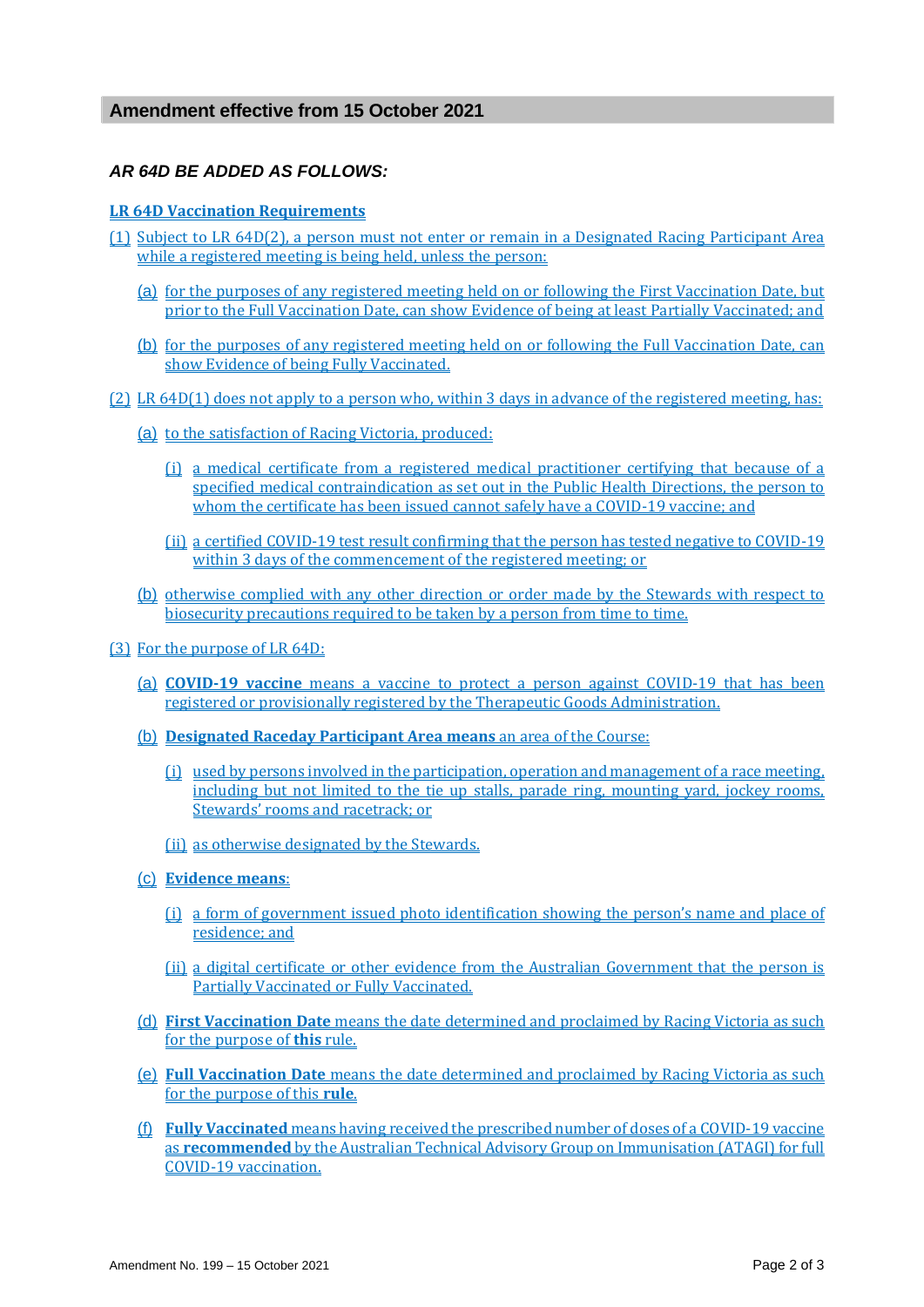## Amendment effective from 15 October 2021

### *AR 64D BE ADDED AS FOLLOWS:*

**LR 64D Vaccination Requirements**

(1) Subject to LR 64D(2), a person must not enter or remain in a Designated Racing Participant Area while a registered meeting is being held, unless the person:

- (a) for the purposes of any registered meeting held on or following the First Vaccination Date, but prior to the Full Vaccination Date, can show Evidence of being at least Partially Vaccinated; and
- (b) for the purposes of any registered meeting held on or following the Full Vaccination Date, can show Evidence of being Fully Vaccinated.

(2) LR 64D(1) does not apply to a person who, within 3 days in advance of the registered meeting, has:

- (a) to the satisfaction of Racing Victoria, produced:
  - (i) a medical certificate from a registered medical practitioner certifying that because of a specified medical contraindication as set out in the Public Health Directions, the person to whom the certificate has been issued cannot safely have a COVID-19 vaccine; and
  - (ii) a certified COVID-19 test result confirming that the person has tested negative to COVID-19 within 3 days of the commencement of the registered meeting; or
- (b) otherwise complied with any other direction or order made by the Stewards with respect to biosecurity precautions required to be taken by a person from time to time.

(3) For the purpose of LR 64D:

- (a) **COVID-19 vaccine** means a vaccine to protect a person against COVID-19 that has been registered or provisionally registered by the Therapeutic Goods Administration.
- (b) **Designated Raceday Participant Area means** an area of the Course:
  - (i) used by persons involved in the participation, operation and management of a race meeting, including but not limited to the tie up stalls, parade ring, mounting yard, jockey rooms, Stewards' rooms and racetrack; or
  - (ii) as otherwise designated by the Stewards.
- (c) **Evidence means**:
  - (i) a form of government issued photo identification showing the person's name and place of residence; and
  - (ii) a digital certificate or other evidence from the Australian Government that the person is Partially Vaccinated or Fully Vaccinated.
- (d) **First Vaccination Date** means the date determined and proclaimed by Racing Victoria as such for the purpose of **this** rule.
- (e) **Full Vaccination Date** means the date determined and proclaimed by Racing Victoria as such for the purpose of this **rule**.
- (f) **Fully Vaccinated** means having received the prescribed number of doses of a COVID-19 vaccine as **recommended** by the Australian Technical Advisory Group on Immunisation (ATAGI) for full COVID-19 vaccination.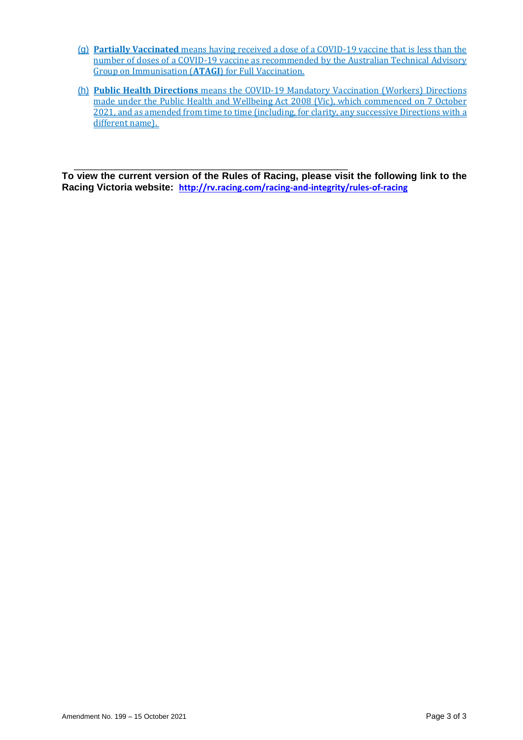(g) **Partially Vaccinated** means having received a dose of a COVID-19 vaccine that is less than the number of doses of a COVID-19 vaccine as recommended by the Australian Technical Advisory Group on Immunisation (**ATAGI**) for Full Vaccination.

(h) **Public Health Directions** means the COVID-19 Mandatory Vaccination (Workers) Directions made under the Public Health and Wellbeing Act 2008 (Vic), which commenced on 7 October 2021, and as amended from time to time (including, for clarity, any successive Directions with a different name).

---

**To view the current version of the Rules of Racing, please visit the following link to the Racing Victoria website: http://rv.racing.com/racing-and-integrity/rules-of-racing**

Amendment No. 199 – 15 October 2021